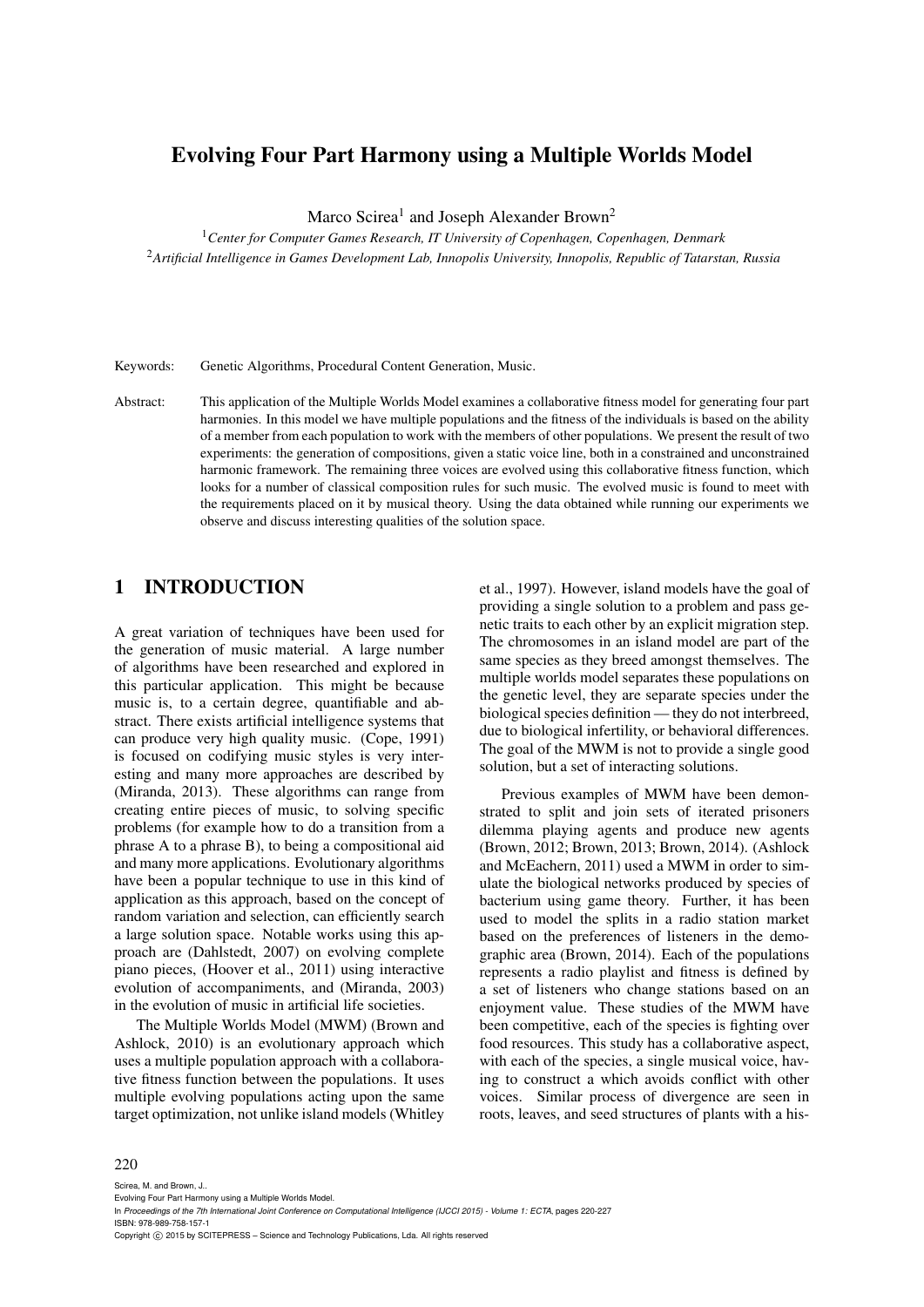# Evolving Four Part Harmony using a Multiple Worlds Model

Marco Scirea[1] and Joseph Alexander Brown[2]

[1]*Center for Computer Games Research, IT University of Copenhagen, Copenhagen, Denmark*
[2]*Artificial Intelligence in Games Development Lab, Innopolis University, Innopolis, Republic of Tatarstan, Russia*

Keywords: Genetic Algorithms, Procedural Content Generation, Music.

Abstract: This application of the Multiple Worlds Model examines a collaborative fitness model for generating four part harmonies. In this model we have multiple populations and the fitness of the individuals is based on the ability of a member from each population to work with the members of other populations. We present the result of two experiments: the generation of compositions, given a static voice line, both in a constrained and unconstrained harmonic framework. The remaining three voices are evolved using this collaborative fitness function, which looks for a number of classical composition rules for such music. The evolved music is found to meet with the requirements placed on it by musical theory. Using the data obtained while running our experiments we observe and discuss interesting qualities of the solution space.

## 1 INTRODUCTION

A great variation of techniques have been used for the generation of music material. A large number of algorithms have been researched and explored in this particular application. This might be because music is, to a certain degree, quantifiable and abstract. There exists artificial intelligence systems that can produce very high quality music. (Cope, 1991) is focused on codifying music styles is very interesting and many more approaches are described by (Miranda, 2013). These algorithms can range from creating entire pieces of music, to solving specific problems (for example how to do a transition from a phrase A to a phrase B), to being a compositional aid and many more applications. Evolutionary algorithms have been a popular technique to use in this kind of application as this approach, based on the concept of random variation and selection, can efficiently search a large solution space. Notable works using this approach are (Dahlstedt, 2007) on evolving complete piano pieces, (Hoover et al., 2011) using interactive evolution of accompaniments, and (Miranda, 2003) in the evolution of music in artificial life societies.

The Multiple Worlds Model (MWM) (Brown and Ashlock, 2010) is an evolutionary approach which uses a multiple population approach with a collaborative fitness function between the populations. It uses multiple evolving populations acting upon the same target optimization, not unlike island models (Whitley et al., 1997). However, island models have the goal of providing a single solution to a problem and pass genetic traits to each other by an explicit migration step. The chromosomes in an island model are part of the same species as they breed amongst themselves. The multiple worlds model separates these populations on the genetic level, they are separate species under the biological species definition — they do not interbreed, due to biological infertility, or behavioral differences. The goal of the MWM is not to provide a single good solution, but a set of interacting solutions.

Previous examples of MWM have been demonstrated to split and join sets of iterated prisoners dilemma playing agents and produce new agents (Brown, 2012; Brown, 2013; Brown, 2014). (Ashlock and McEachern, 2011) used a MWM in order to simulate the biological networks produced by species of bacterium using game theory. Further, it has been used to model the splits in a radio station market based on the preferences of listeners in the demographic area (Brown, 2014). Each of the populations represents a radio playlist and fitness is defined by a set of listeners who change stations based on an enjoyment value. These studies of the MWM have been competitive, each of the species is fighting over food resources. This study has a collaborative aspect, with each of the species, a single musical voice, having to construct a which avoids conflict with other voices. Similar process of divergence are seen in roots, leaves, and seed structures of plants with a his-

Scirea, M. and Brown, J..
Evolving Four Part Harmony using a Multiple Worlds Model.
In *Proceedings of the 7th International Joint Conference on Computational Intelligence (IJCCI 2015) - Volume 1: ECTA*, pages 220-227
ISBN: 978-989-758-157-1
Copyright © 2015 by SCITEPRESS – Science and Technology Publications, Lda. All rights reserved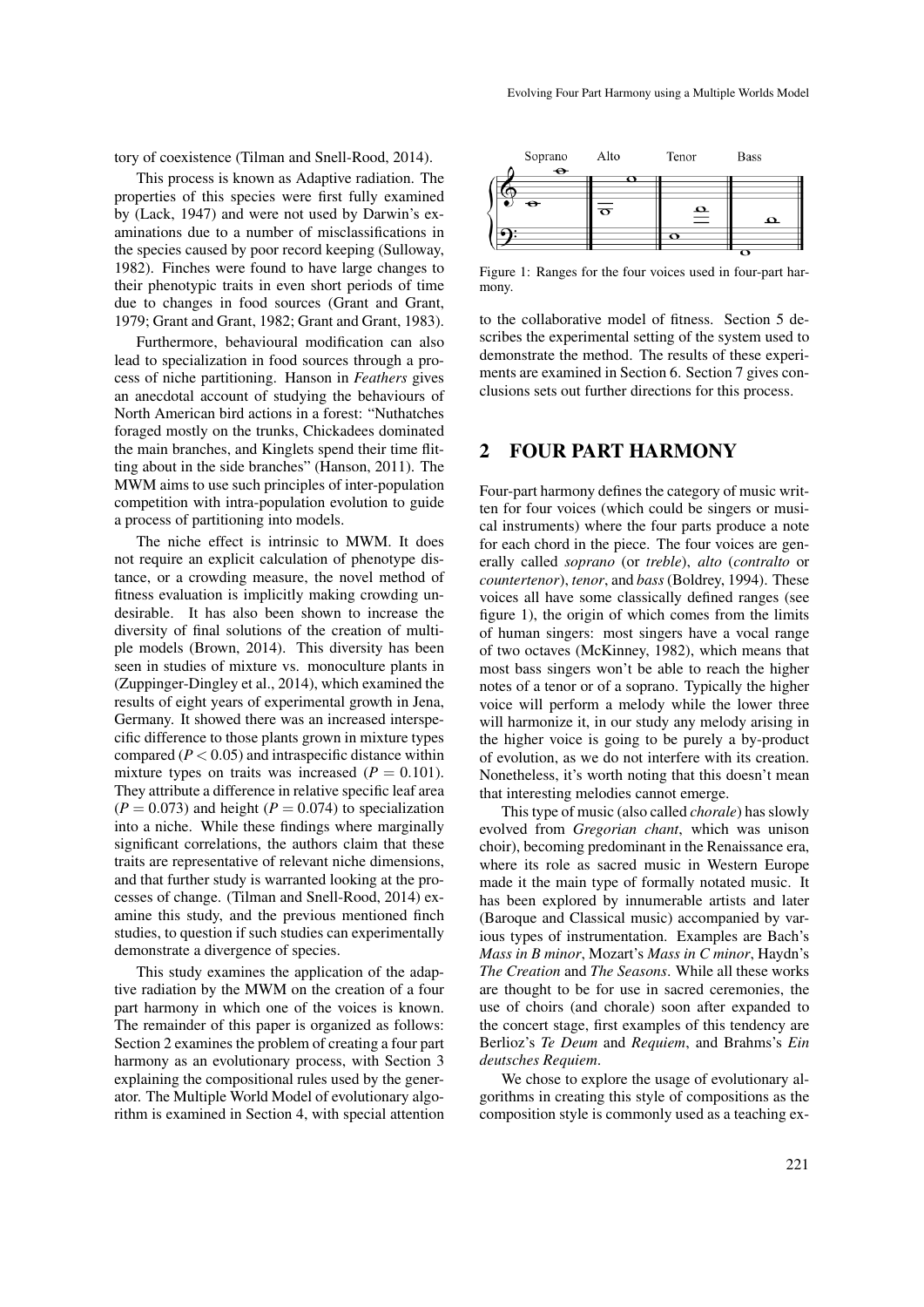tory of coexistence (Tilman and Snell-Rood, 2014).

This process is known as Adaptive radiation. The properties of this species were first fully examined by (Lack, 1947) and were not used by Darwin's examinations due to a number of misclassifications in the species caused by poor record keeping (Sulloway, 1982). Finches were found to have large changes to their phenotypic traits in even short periods of time due to changes in food sources (Grant and Grant, 1979; Grant and Grant, 1982; Grant and Grant, 1983).

Furthermore, behavioural modification can also lead to specialization in food sources through a process of niche partitioning. Hanson in *Feathers* gives an anecdotal account of studying the behaviours of North American bird actions in a forest: "Nuthatches foraged mostly on the trunks, Chickadees dominated the main branches, and Kinglets spend their time flitting about in the side branches" (Hanson, 2011). The MWM aims to use such principles of inter-population competition with intra-population evolution to guide a process of partitioning into models.

The niche effect is intrinsic to MWM. It does not require an explicit calculation of phenotype distance, or a crowding measure, the novel method of fitness evaluation is implicitly making crowding undesirable. It has also been shown to increase the diversity of final solutions of the creation of multiple models (Brown, 2014). This diversity has been seen in studies of mixture vs. monoculture plants in (Zuppinger-Dingley et al., 2014), which examined the results of eight years of experimental growth in Jena, Germany. It showed there was an increased interspecific difference to those plants grown in mixture types compared ($P < 0.05$) and intraspecific distance within mixture types on traits was increased ($P = 0.101$). They attribute a difference in relative specific leaf area ($P = 0.073$) and height ($P = 0.074$) to specialization into a niche. While these findings where marginally significant correlations, the authors claim that these traits are representative of relevant niche dimensions, and that further study is warranted looking at the processes of change. (Tilman and Snell-Rood, 2014) examine this study, and the previous mentioned finch studies, to question if such studies can experimentally demonstrate a divergence of species.

This study examines the application of the adaptive radiation by the MWM on the creation of a four part harmony in which one of the voices is known. The remainder of this paper is organized as follows: Section 2 examines the problem of creating a four part harmony as an evolutionary process, with Section 3 explaining the compositional rules used by the generator. The Multiple World Model of evolutionary algorithm is examined in Section 4, with special attention to the collaborative model of fitness. Section 5 describes the experimental setting of the system used to demonstrate the method. The results of these experiments are examined in Section 6. Section 7 gives conclusions sets out further directions for this process.

Soprano Alto Tenor Bass

Figure 1: Ranges for the four voices used in four-part harmony.

## 2 FOUR PART HARMONY

Four-part harmony defines the category of music written for four voices (which could be singers or musical instruments) where the four parts produce a note for each chord in the piece. The four voices are generally called *soprano* (or *treble*), *alto* (*contralto* or *countertenor*), *tenor*, and *bass* (Boldrey, 1994). These voices all have some classically defined ranges (see figure 1), the origin of which comes from the limits of human singers: most singers have a vocal range of two octaves (McKinney, 1982), which means that most bass singers won't be able to reach the higher notes of a tenor or of a soprano. Typically the higher voice will perform a melody while the lower three will harmonize it, in our study any melody arising in the higher voice is going to be purely a by-product of evolution, as we do not interfere with its creation. Nonetheless, it's worth noting that this doesn't mean that interesting melodies cannot emerge.

This type of music (also called *chorale*) has slowly evolved from *Gregorian chant*, which was unison choir), becoming predominant in the Renaissance era, where its role as sacred music in Western Europe made it the main type of formally notated music. It has been explored by innumerable artists and later (Baroque and Classical music) accompanied by various types of instrumentation. Examples are Bach's *Mass in B minor*, Mozart's *Mass in C minor*, Haydn's *The Creation* and *The Seasons*. While all these works are thought to be for use in sacred ceremonies, the use of choirs (and chorale) soon after expanded to the concert stage, first examples of this tendency are Berlioz's *Te Deum* and *Requiem*, and Brahms's *Ein deutsches Requiem*.

We chose to explore the usage of evolutionary algorithms in creating this style of compositions as the composition style is commonly used as a teaching ex-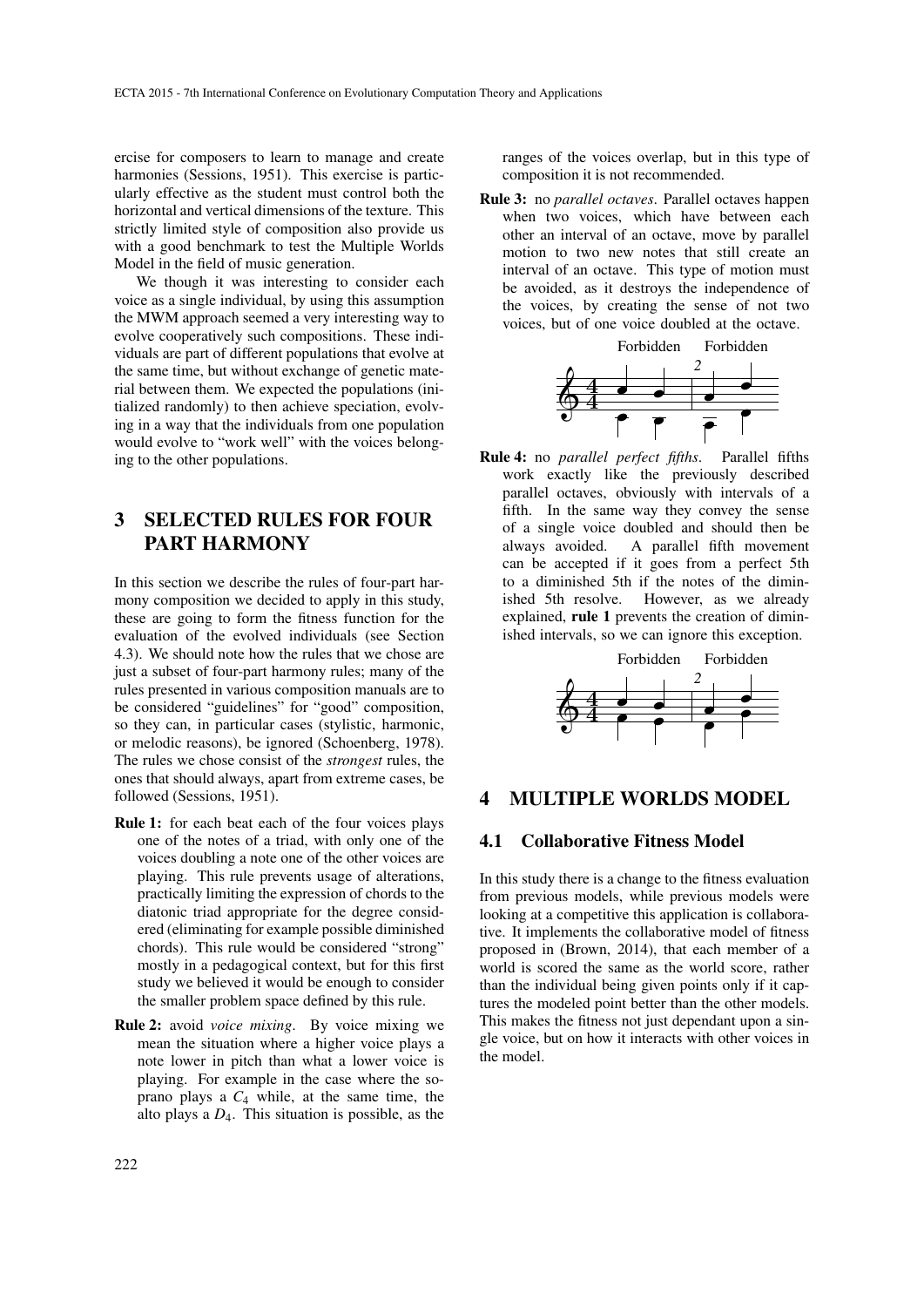ercise for composers to learn to manage and create harmonies (Sessions, 1951). This exercise is particularly effective as the student must control both the horizontal and vertical dimensions of the texture. This strictly limited style of composition also provide us with a good benchmark to test the Multiple Worlds Model in the field of music generation.

We though it was interesting to consider each voice as a single individual, by using this assumption the MWM approach seemed a very interesting way to evolve cooperatively such compositions. These individuals are part of different populations that evolve at the same time, but without exchange of genetic material between them. We expected the populations (initialized randomly) to then achieve speciation, evolving in a way that the individuals from one population would evolve to "work well" with the voices belonging to the other populations.

## 3 SELECTED RULES FOR FOUR PART HARMONY

In this section we describe the rules of four-part harmony composition we decided to apply in this study, these are going to form the fitness function for the evaluation of the evolved individuals (see Section 4.3). We should note how the rules that we chose are just a subset of four-part harmony rules; many of the rules presented in various composition manuals are to be considered "guidelines" for "good" composition, so they can, in particular cases (stylistic, harmonic, or melodic reasons), be ignored (Schoenberg, 1978). The rules we chose consist of the *strongest* rules, the ones that should always, apart from extreme cases, be followed (Sessions, 1951).

- **Rule 1:** for each beat each of the four voices plays one of the notes of a triad, with only one of the voices doubling a note one of the other voices are playing. This rule prevents usage of alterations, practically limiting the expression of chords to the diatonic triad appropriate for the degree considered (eliminating for example possible diminished chords). This rule would be considered "strong" mostly in a pedagogical context, but for this first study we believed it would be enough to consider the smaller problem space defined by this rule.
- **Rule 2:** avoid *voice mixing*. By voice mixing we mean the situation where a higher voice plays a note lower in pitch than what a lower voice is playing. For example in the case where the soprano plays a $C_4$ while, at the same time, the alto plays a $D_4$. This situation is possible, as the ranges of the voices overlap, but in this type of composition it is not recommended.
- **Rule 3:** no *parallel octaves*. Parallel octaves happen when two voices, which have between each other an interval of an octave, move by parallel motion to two new notes that still create an interval of an octave. This type of motion must be avoided, as it destroys the independence of the voices, by creating the sense of not two voices, but of one voice doubled at the octave.

Forbidden Forbidden

- **Rule 4:** no *parallel perfect fifths*. Parallel fifths work exactly like the previously described parallel octaves, obviously with intervals of a fifth. In the same way they convey the sense of a single voice doubled and should then be always avoided. A parallel fifth movement can be accepted if it goes from a perfect 5th to a diminished 5th if the notes of the diminished 5th resolve. However, as we already explained, **rule 1** prevents the creation of diminished intervals, so we can ignore this exception.

Forbidden Forbidden

## 4 MULTIPLE WORLDS MODEL

### 4.1 Collaborative Fitness Model

In this study there is a change to the fitness evaluation from previous models, while previous models were looking at a competitive this application is collaborative. It implements the collaborative model of fitness proposed in (Brown, 2014), that each member of a world is scored the same as the world score, rather than the individual being given points only if it captures the modeled point better than the other models. This makes the fitness not just dependant upon a single voice, but on how it interacts with other voices in the model.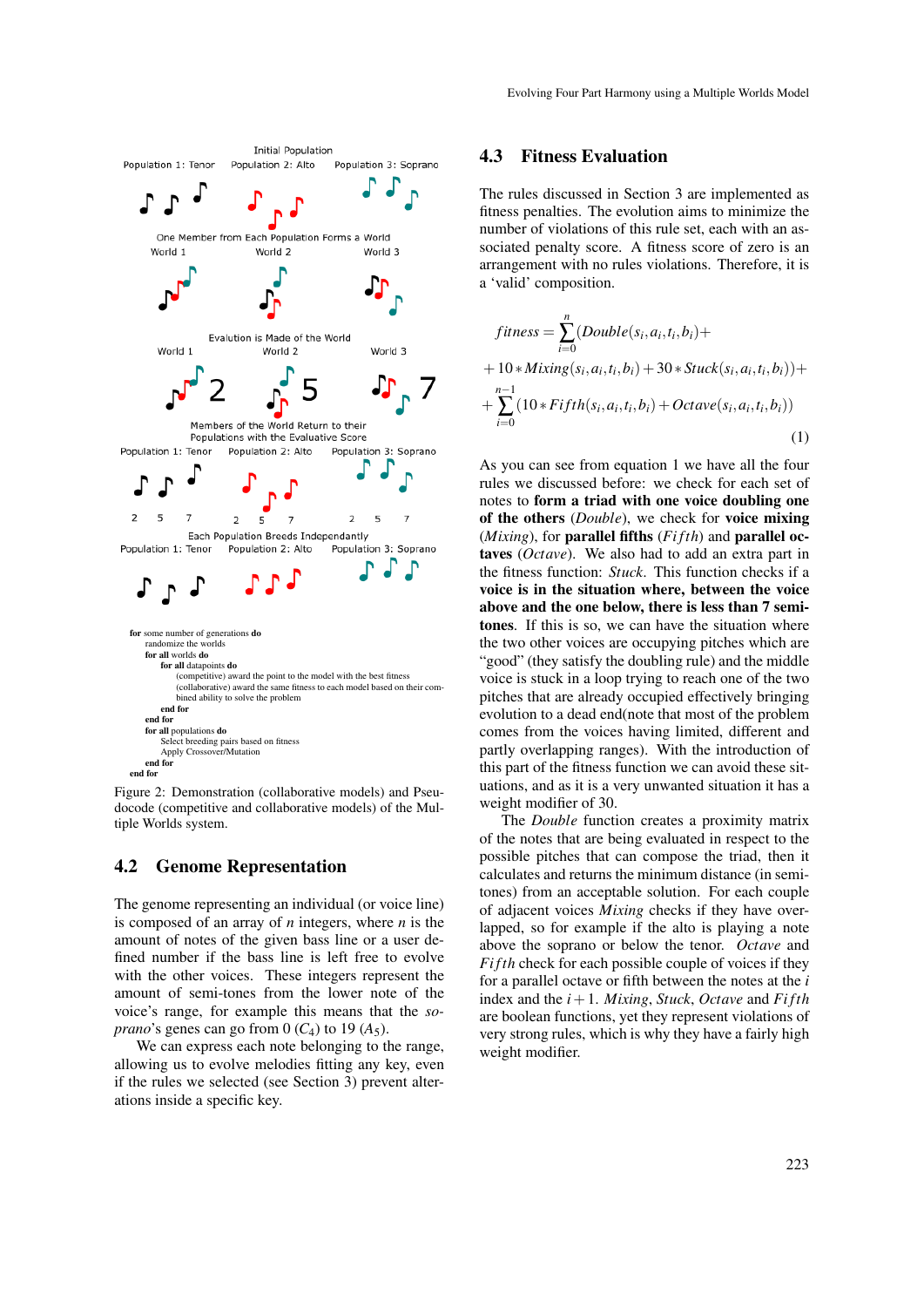Initial Population

Population 1: Tenor Population 2: Alto Population 3: Soprano

One Member from Each Population Forms a World

World 1 World 2 World 3

Evalution is Made of the World

World 1 World 2 World 3

2 5 7

Members of the World Return to their Populations with the Evaluative Score

Population 1: Tenor Population 2: Alto Population 3: Soprano

2 5 7 2 5 7 2 5 7

Each Population Breeds Independently

Population 1: Tenor Population 2: Alto Population 3: Soprano

```
for some number of generations do
    randomize the worlds
    for all worlds do
        for all datapoints do
            (competitive) award the point to the model with the best fitness
            (collaborative) award the same fitness to each model based on their combined ability to solve the problem
        end for
    end for
    for all populations do
        Select breeding pairs based on fitness
        Apply Crossover/Mutation
    end for
end for
```

Figure 2: Demonstration (collaborative models) and Pseudocode (competitive and collaborative models) of the Multiple Worlds system.

## 4.2 Genome Representation

The genome representing an individual (or voice line) is composed of an array of $n$ integers, where $n$ is the amount of notes of the given bass line or a user defined number if the bass line is left free to evolve with the other voices. These integers represent the amount of semi-tones from the lower note of the voice's range, for example this means that the *soprano*'s genes can go from 0 ($C_4$) to 19 ($A_5$).

We can express each note belonging to the range, allowing us to evolve melodies fitting any key, even if the rules we selected (see Section 3) prevent alterations inside a specific key.

## 4.3 Fitness Evaluation

The rules discussed in Section 3 are implemented as fitness penalties. The evolution aims to minimize the number of violations of this rule set, each with an associated penalty score. A fitness score of zero is an arrangement with no rules violations. Therefore, it is a 'valid' composition.

$$fitness = \sum_{i=0}^{n}(Double(s_i,a_i,t_i,b_i)+ \\ +10*Mixing(s_i,a_i,t_i,b_i)+30*Stuck(s_i,a_i,t_i,b_i))+ \\ +\sum_{i=0}^{n-1}(10*Fifth(s_i,a_i,b_i)+Octave(s_i,a_i,t_i,b_i)) \tag{1}$$

As you can see from equation 1 we have all the four rules we discussed before: we check for each set of notes to **form a triad with one voice doubling one of the others** (*Double*), we check for **voice mixing** (*Mixing*), for **parallel fifths** (*Fifth*) and **parallel octaves** (*Octave*). We also had to add an extra part in the fitness function: *Stuck*. This function checks if a **voice is in the situation where, between the voice above and the one below, there is less than 7 semitones**. If this is so, we can have the situation where the two other voices are occupying pitches which are "good" (they satisfy the doubling rule) and the middle voice is stuck in a loop trying to reach one of the two pitches that are already occupied effectively bringing evolution to a dead end(note that most of the problem comes from the voices having limited, different and partly overlapping ranges). With the introduction of this part of the fitness function we can avoid these situations, and as it is a very unwanted situation it has a weight modifier of 30.

The *Double* function creates a proximity matrix of the notes that are being evaluated in respect to the possible pitches that can compose the triad, then it calculates and returns the minimum distance (in semitones) from an acceptable solution. For each couple of adjacent voices *Mixing* checks if they have overlapped, so for example if the alto is playing a note above the soprano or below the tenor. *Octave* and *Fifth* check for each possible couple of voices if they for a parallel octave or fifth between the notes at the $i$ index and the $i+1$. *Mixing*, *Stuck*, *Octave* and *Fifth* are boolean functions, yet they represent violations of very strong rules, which is why they have a fairly high weight modifier.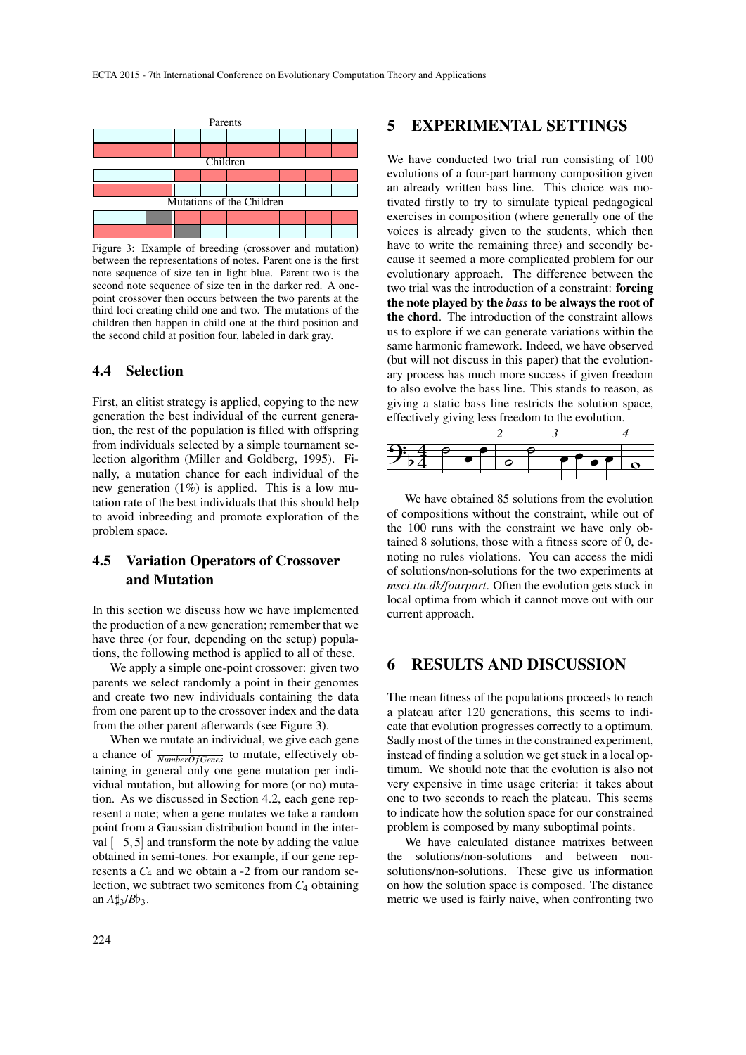Figure 3: Example of breeding (crossover and mutation) between the representations of notes. Parent one is the first note sequence of size ten in light blue. Parent two is the second note sequence of size ten in the darker red. A one-point crossover then occurs between the two parents at the third loci creating child one and two. The mutations of the children then happen in child one at the third position and the second child at position four, labeled in dark gray.

### 4.4 Selection

First, an elitist strategy is applied, copying to the new generation the best individual of the current generation, the rest of the population is filled with offspring from individuals selected by a simple tournament selection algorithm (Miller and Goldberg, 1995). Finally, a mutation chance for each individual of the new generation (1%) is applied. This is a low mutation rate of the best individuals that this should help to avoid inbreeding and promote exploration of the problem space.

### 4.5 Variation Operators of Crossover and Mutation

In this section we discuss how we have implemented the production of a new generation; remember that we have three (or four, depending on the setup) populations, the following method is applied to all of these.

We apply a simple one-point crossover: given two parents we select randomly a point in their genomes and create two new individuals containing the data from one parent up to the crossover index and the data from the other parent afterwards (see Figure 3).

When we mutate an individual, we give each gene a chance of $\frac{1}{NumberOfGenes}$ to mutate, effectively obtaining in general only one gene mutation per individual mutation, but allowing for more (or no) mutation. As we discussed in Section 4.2, each gene represent a note; when a gene mutates we take a random point from a Gaussian distribution bound in the interval $[-5,5]$ and transform the note by adding the value obtained in semi-tones. For example, if our gene represents a $C_4$ and we obtain a -2 from our random selection, we subtract two semitones from $C_4$ obtaining an $A\sharp_3/B\flat_3$.

## 5 EXPERIMENTAL SETTINGS

We have conducted two trial run consisting of 100 evolutions of a four-part harmony composition given an already written bass line. This choice was motivated firstly to try to simulate typical pedagogical exercises in composition (where generally one of the voices is already given to the students, which then have to write the remaining three) and secondly because it seemed a more complicated problem for our evolutionary approach. The difference between the two trial was the introduction of a constraint: **forcing the note played by the *bass* to be always the root of the chord**. The introduction of the constraint allows us to explore if we can generate variations within the same harmonic framework. Indeed, we have observed (but will not discuss in this paper) that the evolutionary process has much more success if given freedom to also evolve the bass line. This stands to reason, as giving a static bass line restricts the solution space, effectively giving less freedom to the evolution.

We have obtained 85 solutions from the evolution of compositions without the constraint, while out of the 100 runs with the constraint we have only obtained 8 solutions, those with a fitness score of 0, denoting no rules violations. You can access the midi of solutions/non-solutions for the two experiments at *msci.itu.dk/fourpart*. Often the evolution gets stuck in local optima from which it cannot move out with our current approach.

## 6 RESULTS AND DISCUSSION

The mean fitness of the populations proceeds to reach a plateau after 120 generations, this seems to indicate that evolution progresses correctly to a optimum. Sadly most of the times in the constrained experiment, instead of finding a solution we get stuck in a local optimum. We should note that the evolution is also not very expensive in time usage criteria: it takes about one to two seconds to reach the plateau. This seems to indicate how the solution space for our constrained problem is composed by many suboptimal points.

We have calculated distance matrixes between the solutions/non-solutions and between non-solutions/non-solutions. These give us information on how the solution space is composed. The distance metric we used is fairly naive, when confronting two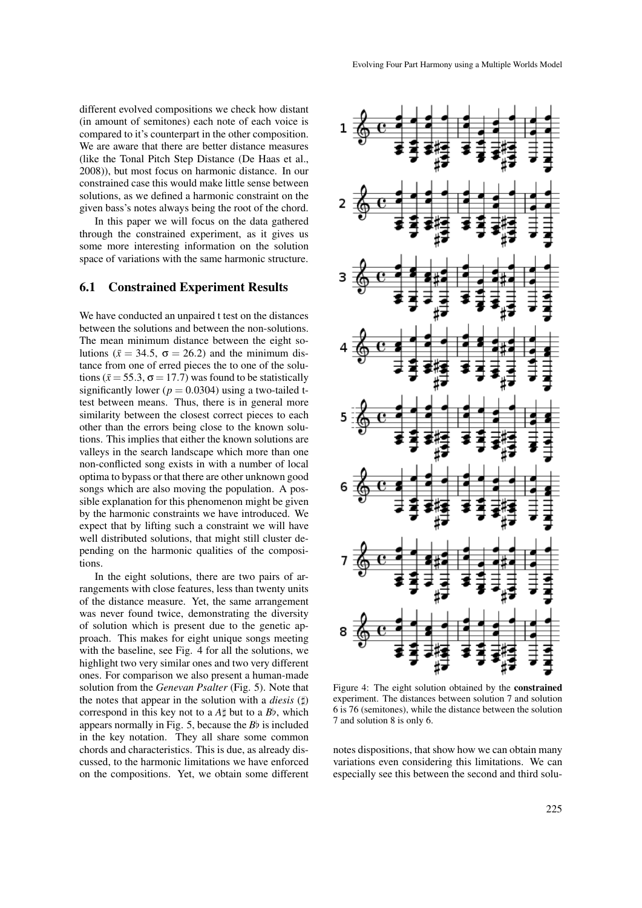different evolved compositions we check how distant (in amount of semitones) each note of each voice is compared to it's counterpart in the other composition. We are aware that there are better distance measures (like the Tonal Pitch Step Distance (De Haas et al., 2008)), but most focus on harmonic distance. In our constrained case this would make little sense between solutions, as we defined a harmonic constraint on the given bass's notes always being the root of the chord.

In this paper we will focus on the data gathered through the constrained experiment, as it gives us some more interesting information on the solution space of variations with the same harmonic structure.

### 6.1 Constrained Experiment Results

We have conducted an unpaired t test on the distances between the solutions and between the non-solutions. The mean minimum distance between the eight solutions ($\bar{x} = 34.5$, $\sigma = 26.2$) and the minimum distance from one of erred pieces the to one of the solutions ($\bar{x} = 55.3$, $\sigma = 17.7$) was found to be statistically significantly lower ($p = 0.0304$) using a two-tailed t-test between means. Thus, there is in general more similarity between the closest correct pieces to each other than the errors being close to the known solutions. This implies that either the known solutions are valleys in the search landscape which more than one non-conflicted song exists in with a number of local optima to bypass or that there are other unknown good songs which are also moving the population. A possible explanation for this phenomenon might be given by the harmonic constraints we have introduced. We expect that by lifting such a constraint we will have well distributed solutions, that might still cluster depending on the harmonic qualities of the compositions.

In the eight solutions, there are two pairs of arrangements with close features, less than twenty units of the distance measure. Yet, the same arrangement was never found twice, demonstrating the diversity of solution which is present due to the genetic approach. This makes for eight unique songs meeting with the baseline, see Fig. 4 for all the solutions, we highlight two very similar ones and two very different ones. For comparison we also present a human-made solution from the *Genevan Psalter* (Fig. 5). Note that the notes that appear in the solution with a *diesis* (♯) correspond in this key not to a *A*♯ but to a *B*♭, which appears normally in Fig. 5, because the *B*♭ is included in the key notation. They all share some common chords and characteristics. This is due, as already discussed, to the harmonic limitations we have enforced on the compositions. Yet, we obtain some different notes dispositions, that show how we can obtain many variations even considering this limitations. We can especially see this between the second and third solu-

Figure 4: The eight solution obtained by the **constrained** experiment. The distances between solution 7 and solution 6 is 76 (semitones), while the distance between the solution 7 and solution 8 is only 6.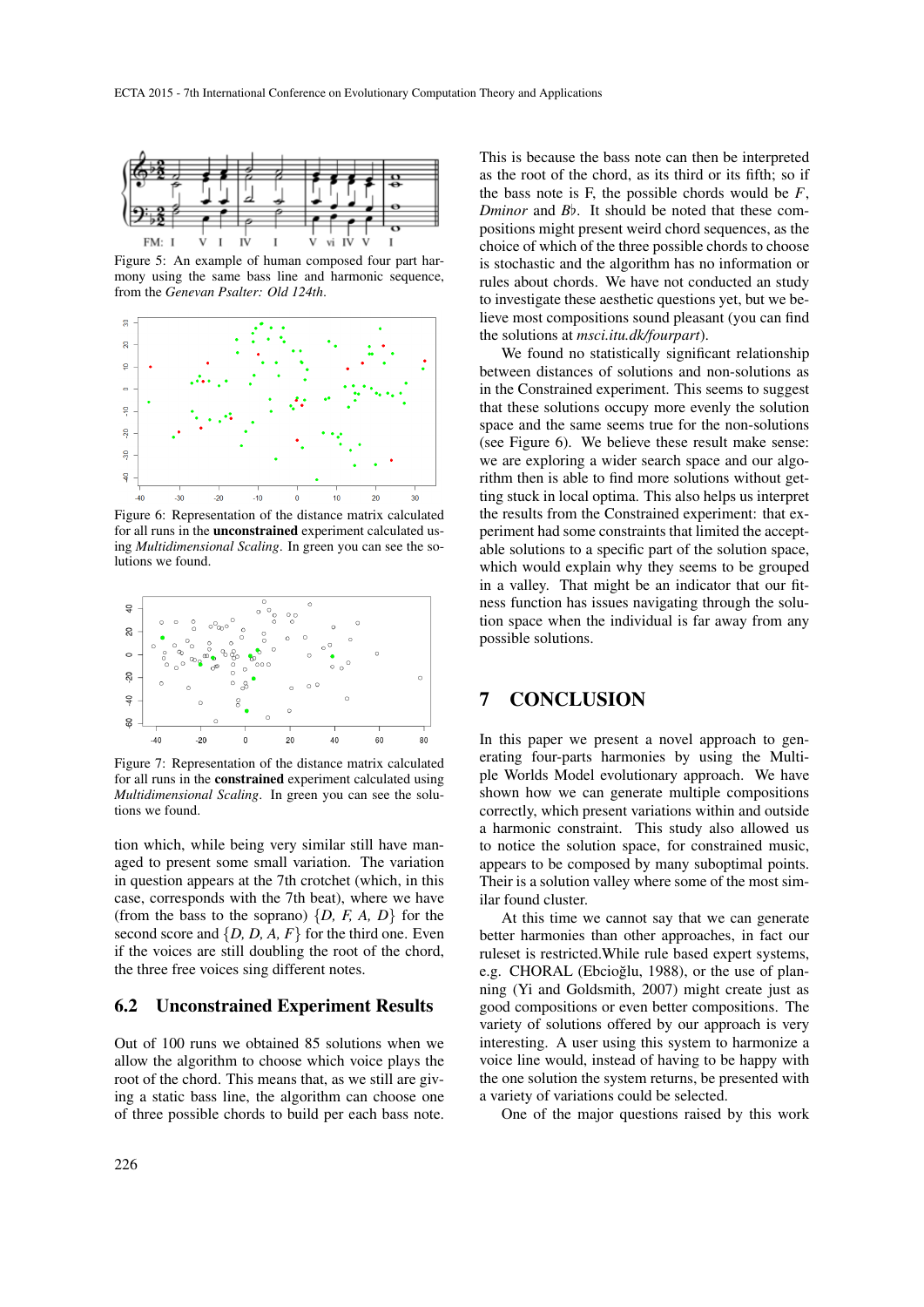FM: I V I IV I V vi IV V I

Figure 5: An example of human composed four part harmony using the same bass line and harmonic sequence, from the *Genevan Psalter: Old 124th*.

30
20
10
0
-10
-20
-30
-40
-40 -30 -20 -10 0 10 20 30

Figure 6: Representation of the distance matrix calculated for all runs in the **unconstrained** experiment calculated using *Multidimensional Scaling*. In green you can see the solutions we found.

40
20
0
-20
-40
-60
-40 -20 0 20 40 60 80

Figure 7: Representation of the distance matrix calculated for all runs in the **constrained** experiment calculated using *Multidimensional Scaling*. In green you can see the solutions we found.

tion which, while being very similar still have managed to present some small variation. The variation in question appears at the 7th crotchet (which, in this case, corresponds with the 7th beat), where we have (from the bass to the soprano) $\{D, F, A, D\}$ for the second score and $\{D, D, A, F\}$ for the third one. Even if the voices are still doubling the root of the chord, the three free voices sing different notes.

### 6.2 Unconstrained Experiment Results

Out of 100 runs we obtained 85 solutions when we allow the algorithm to choose which voice plays the root of the chord. This means that, as we still are giving a static bass line, the algorithm can choose one of three possible chords to build per each bass note. This is because the bass note can then be interpreted as the root of the chord, as its third or its fifth; so if the bass note is F, the possible chords would be *F*, *Dminor* and *B♭*. It should be noted that these compositions might present weird chord sequences, as the choice of which of the three possible chords to choose is stochastic and the algorithm has no information or rules about chords. We have not conducted an study to investigate these aesthetic questions yet, but we believe most compositions sound pleasant (you can find the solutions at *msci.itu.dk/fourpart*).

We found no statistically significant relationship between distances of solutions and non-solutions as in the Constrained experiment. This seems to suggest that these solutions occupy more evenly the solution space and the same seems true for the non-solutions (see Figure 6). We believe these result make sense: we are exploring a wider search space and our algorithm then is able to find more solutions without getting stuck in local optima. This also helps us interpret the results from the Constrained experiment: that experiment had some constraints that limited the acceptable solutions to a specific part of the solution space, which would explain why they seems to be grouped in a valley. That might be an indicator that our fitness function has issues navigating through the solution space when the individual is far away from any possible solutions.

## 7 CONCLUSION

In this paper we present a novel approach to generating four-parts harmonies by using the Multiple Worlds Model evolutionary approach. We have shown how we can generate multiple compositions correctly, which present variations within and outside a harmonic constraint. This study also allowed us to notice the solution space, for constrained music, appears to be composed by many suboptimal points. Their is a solution valley where some of the most similar found cluster.

At this time we cannot say that we can generate better harmonies than other approaches, in fact our ruleset is restricted.While rule based expert systems, e.g. CHORAL (Ebcioğlu, 1988), or the use of planning (Yi and Goldsmith, 2007) might create just as good compositions or even better compositions. The variety of solutions offered by our approach is very interesting. A user using this system to harmonize a voice line would, instead of having to be happy with the one solution the system returns, be presented with a variety of variations could be selected.

One of the major questions raised by this work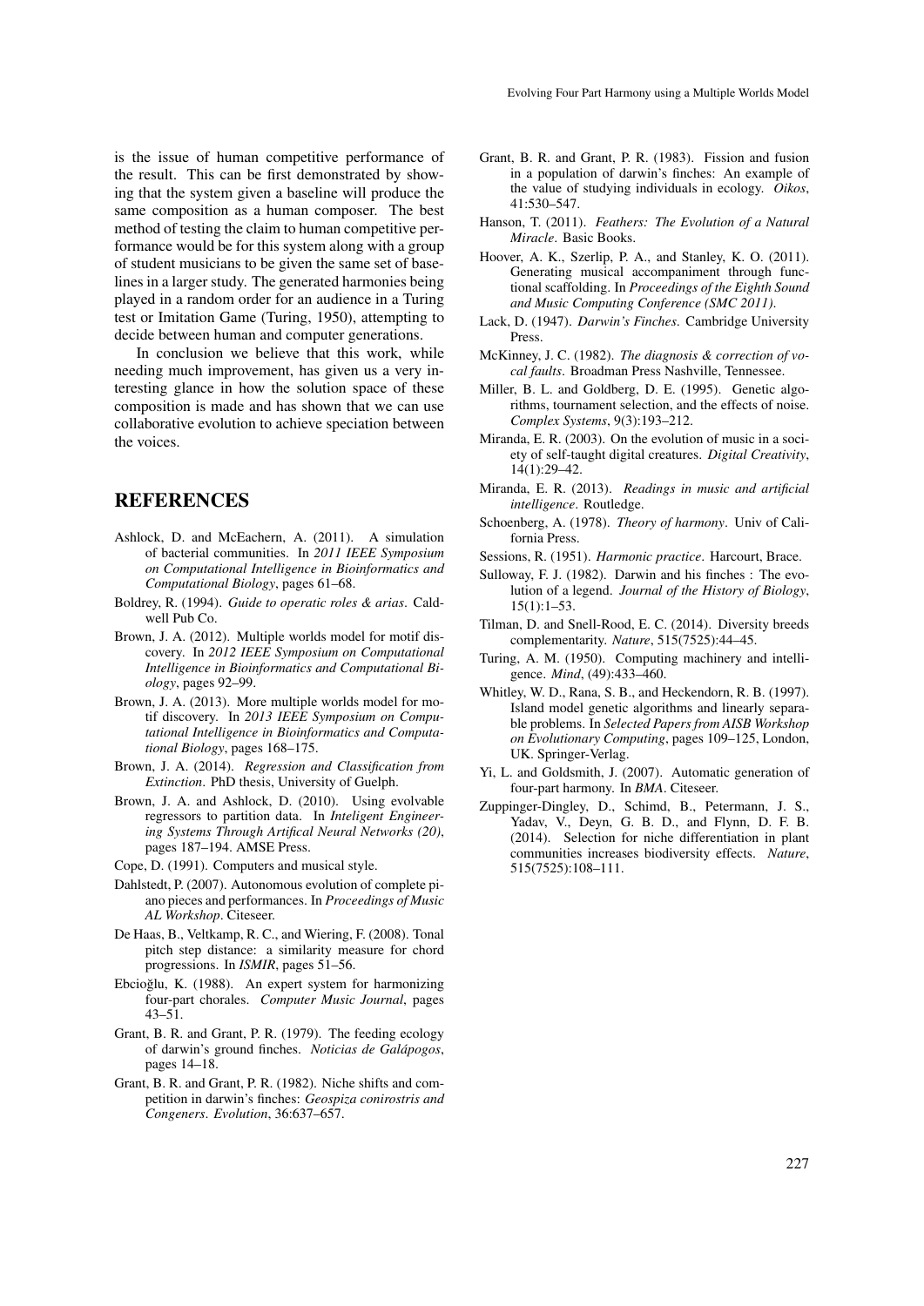is the issue of human competitive performance of the result. This can be first demonstrated by showing that the system given a baseline will produce the same composition as a human composer. The best method of testing the claim to human competitive performance would be for this system along with a group of student musicians to be given the same set of baselines in a larger study. The generated harmonies being played in a random order for an audience in a Turing test or Imitation Game (Turing, 1950), attempting to decide between human and computer generations.

In conclusion we believe that this work, while needing much improvement, has given us a very interesting glance in how the solution space of these composition is made and has shown that we can use collaborative evolution to achieve speciation between the voices.

## REFERENCES

Ashlock, D. and McEachern, A. (2011). A simulation of bacterial communities. In *2011 IEEE Symposium on Computational Intelligence in Bioinformatics and Computational Biology*, pages 61–68.

Boldrey, R. (1994). *Guide to operatic roles & arias*. Caldwell Pub Co.

Brown, J. A. (2012). Multiple worlds model for motif discovery. In *2012 IEEE Symposium on Computational Intelligence in Bioinformatics and Computational Biology*, pages 92–99.

Brown, J. A. (2013). More multiple worlds model for motif discovery. In *2013 IEEE Symposium on Computational Intelligence in Bioinformatics and Computational Biology*, pages 168–175.

Brown, J. A. (2014). *Regression and Classification from Extinction*. PhD thesis, University of Guelph.

Brown, J. A. and Ashlock, D. (2010). Using evolvable regressors to partition data. In *Inteligent Engineering Systems Through Artifical Neural Networks (20)*, pages 187–194. AMSE Press.

Cope, D. (1991). Computers and musical style.

Dahlstedt, P. (2007). Autonomous evolution of complete piano pieces and performances. In *Proceedings of Music AL Workshop*. Citeseer.

De Haas, B., Veltkamp, R. C., and Wiering, F. (2008). Tonal pitch step distance: a similarity measure for chord progressions. In *ISMIR*, pages 51–56.

Ebcioğlu, K. (1988). An expert system for harmonizing four-part chorales. *Computer Music Journal*, pages 43–51.

Grant, B. R. and Grant, P. R. (1979). The feeding ecology of darwin's ground finches. *Noticias de Galápogos*, pages 14–18.

Grant, B. R. and Grant, P. R. (1982). Niche shifts and competition in darwin's finches: *Geospiza conirostris and Congeners*. *Evolution*, 36:637–657.

Grant, B. R. and Grant, P. R. (1983). Fission and fusion in a population of darwin's finches: An example of the value of studying individuals in ecology. *Oikos*, 41:530–547.

Hanson, T. (2011). *Feathers: The Evolution of a Natural Miracle*. Basic Books.

Hoover, A. K., Szerlip, P. A., and Stanley, K. O. (2011). Generating musical accompaniment through functional scaffolding. In *Proceedings of the Eighth Sound and Music Computing Conference (SMC 2011)*.

Lack, D. (1947). *Darwin's Finches*. Cambridge University Press.

McKinney, J. C. (1982). *The diagnosis & correction of vocal faults*. Broadman Press Nashville, Tennessee.

Miller, B. L. and Goldberg, D. E. (1995). Genetic algorithms, tournament selection, and the effects of noise. *Complex Systems*, 9(3):193–212.

Miranda, E. R. (2003). On the evolution of music in a society of self-taught digital creatures. *Digital Creativity*, 14(1):29–42.

Miranda, E. R. (2013). *Readings in music and artificial intelligence*. Routledge.

Schoenberg, A. (1978). *Theory of harmony*. Univ of California Press.

Sessions, R. (1951). *Harmonic practice*. Harcourt, Brace.

Sulloway, F. J. (1982). Darwin and his finches : The evolution of a legend. *Journal of the History of Biology*, 15(1):1–53.

Tilman, D. and Snell-Rood, E. C. (2014). Diversity breeds complementarity. *Nature*, 515(7525):44–45.

Turing, A. M. (1950). Computing machinery and intelligence. *Mind*, (49):433–460.

Whitley, W. D., Rana, S. B., and Heckendorn, R. B. (1997). Island model genetic algorithms and linearly separable problems. In *Selected Papers from AISB Workshop on Evolutionary Computing*, pages 109–125, London, UK. Springer-Verlag.

Yi, L. and Goldsmith, J. (2007). Automatic generation of four-part harmony. In *BMA*. Citeseer.

Zuppinger-Dingley, D., Schimd, B., Petermann, J. S., Yadav, V., Deyn, G. B. D., and Flynn, D. F. B. (2014). Selection for niche differentiation in plant communities increases biodiversity effects. *Nature*, 515(7525):108–111.